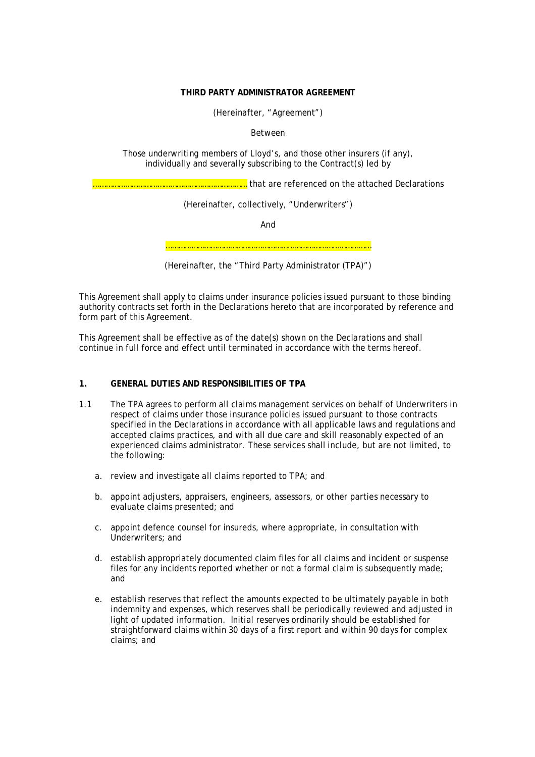**THIRD PARTY ADMINISTRATOR AGREEMENT**

(Hereinafter, "Agreement")

Between

Those underwriting members of Lloyd's, and those other insurers (if any), individually and severally subscribing to the Contract(s) led by

………………………………………………………… that are referenced on the attached Declarations

(Hereinafter, collectively, "Underwriters")

And

……………………………………………………………………………………

(Hereinafter, the "Third Party Administrator (TPA)")

This Agreement shall apply to claims under insurance policies issued pursuant to those binding authority contracts set forth in the Declarations hereto that are incorporated by reference and form part of this Agreement.

This Agreement shall be effective as of the date(s) shown on the Declarations and shall continue in full force and effect until terminated in accordance with the terms hereof.

## 1. GENERAL DUTIES AND RESPONSIBILITIES OF TPA

1.1 The TPA agrees to perform all claims management services on behalf of Underwriters in respect of claims under those insurance policies issued pursuant to those contracts specified in the Declarations in accordance with all applicable laws and regulations and accepted claims practices, and with all due care and skill reasonably expected of an experienced claims administrator. These services shall include, but are not limited, to the following:

   a. review and investigate all claims reported to TPA; and

   b. appoint adjusters, appraisers, engineers, assessors, or other parties necessary to evaluate claims presented; and

   c. appoint defence counsel for insureds, where appropriate, in consultation with Underwriters; and

   d. establish appropriately documented claim files for all claims and incident or suspense files for any incidents reported whether or not a formal claim is subsequently made; and

   e. establish reserves that reflect the amounts expected to be ultimately payable in both indemnity and expenses, which reserves shall be periodically reviewed and adjusted in light of updated information. Initial reserves ordinarily should be established for straightforward claims within 30 days of a first report and within 90 days for complex claims; and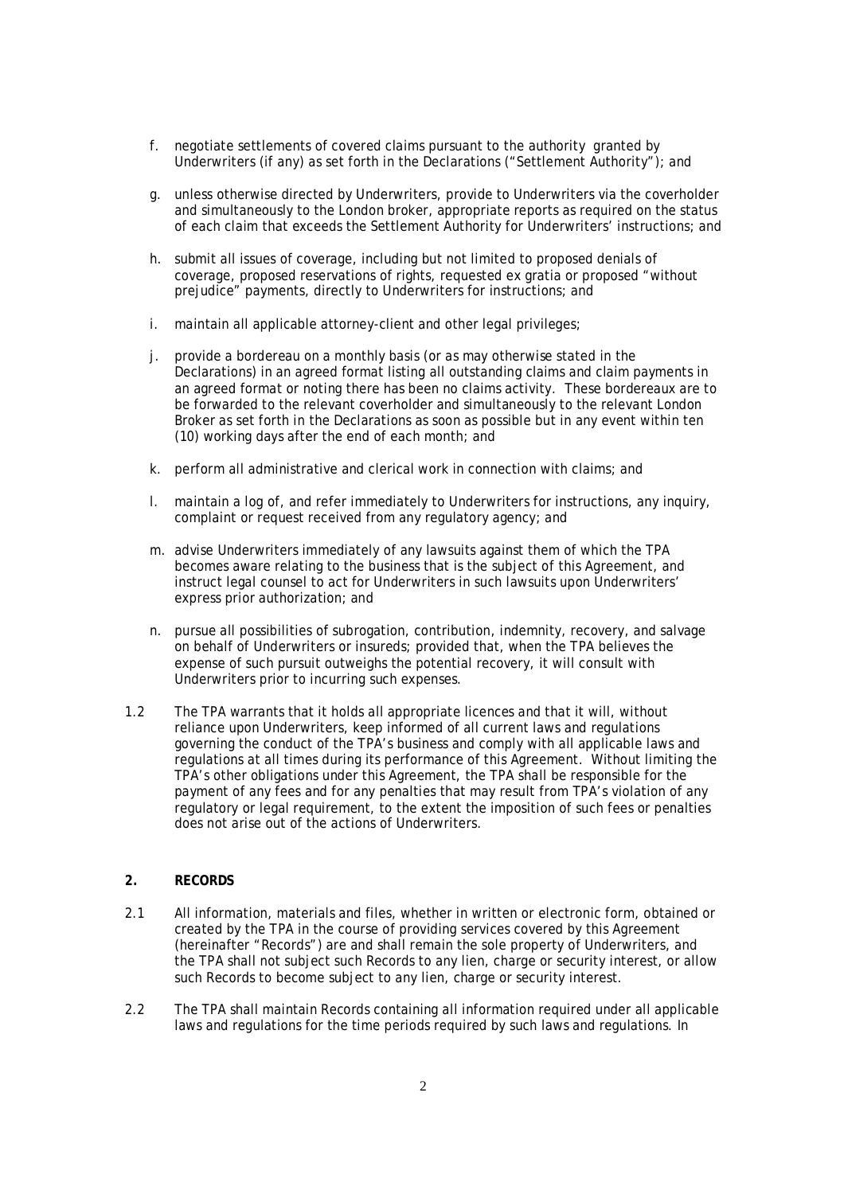f. negotiate settlements of covered claims pursuant to the authority granted by Underwriters (if any) as set forth in the Declarations ("Settlement Authority"); and

g. unless otherwise directed by Underwriters, provide to Underwriters via the coverholder and simultaneously to the London broker, appropriate reports as required on the status of each claim that exceeds the Settlement Authority for Underwriters' instructions; and

h. submit all issues of coverage, including but not limited to proposed denials of coverage, proposed reservations of rights, requested ex gratia or proposed "without prejudice" payments, directly to Underwriters for instructions; and

i. maintain all applicable attorney-client and other legal privileges;

j. provide a bordereau on a monthly basis (or as may otherwise stated in the Declarations) in an agreed format listing all outstanding claims and claim payments in an agreed format or noting there has been no claims activity. These bordereaux are to be forwarded to the relevant coverholder and simultaneously to the relevant London Broker as set forth in the Declarations as soon as possible but in any event within ten (10) working days after the end of each month; and

k. perform all administrative and clerical work in connection with claims; and

l. maintain a log of, and refer immediately to Underwriters for instructions, any inquiry, complaint or request received from any regulatory agency; and

m. advise Underwriters immediately of any lawsuits against them of which the TPA becomes aware relating to the business that is the subject of this Agreement, and instruct legal counsel to act for Underwriters in such lawsuits upon Underwriters' express prior authorization; and

n. pursue all possibilities of subrogation, contribution, indemnity, recovery, and salvage on behalf of Underwriters or insureds; provided that, when the TPA believes the expense of such pursuit outweighs the potential recovery, it will consult with Underwriters prior to incurring such expenses.

1.2 The TPA warrants that it holds all appropriate licences and that it will, without reliance upon Underwriters, keep informed of all current laws and regulations governing the conduct of the TPA's business and comply with all applicable laws and regulations at all times during its performance of this Agreement. Without limiting the TPA's other obligations under this Agreement, the TPA shall be responsible for the payment of any fees and for any penalties that may result from TPA's violation of any regulatory or legal requirement, to the extent the imposition of such fees or penalties does not arise out of the actions of Underwriters.

## 2. RECORDS

2.1 All information, materials and files, whether in written or electronic form, obtained or created by the TPA in the course of providing services covered by this Agreement (hereinafter "Records") are and shall remain the sole property of Underwriters, and the TPA shall not subject such Records to any lien, charge or security interest, or allow such Records to become subject to any lien, charge or security interest.

2.2 The TPA shall maintain Records containing all information required under all applicable laws and regulations for the time periods required by such laws and regulations. In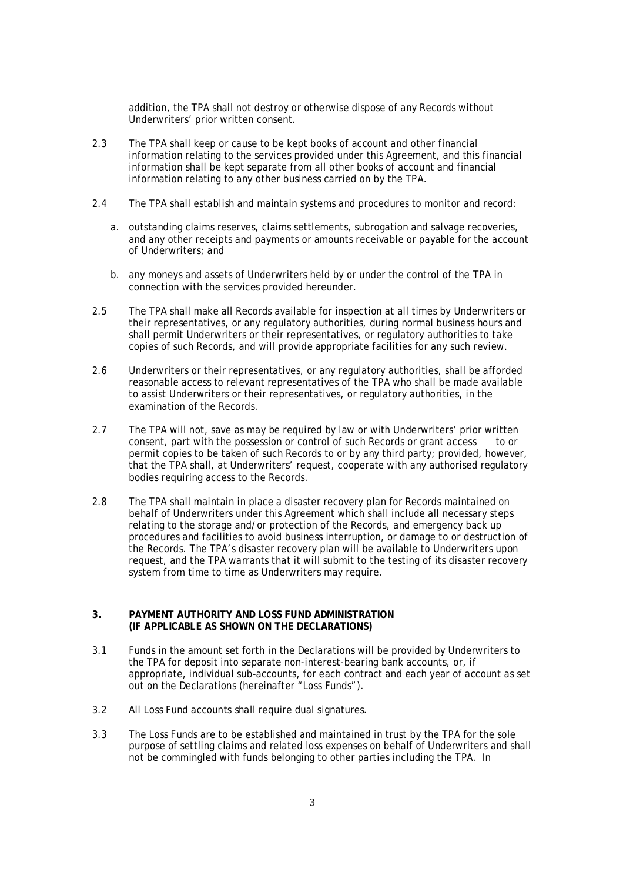addition, the TPA shall not destroy or otherwise dispose of any Records without Underwriters' prior written consent.

2.3 The TPA shall keep or cause to be kept books of account and other financial information relating to the services provided under this Agreement, and this financial information shall be kept separate from all other books of account and financial information relating to any other business carried on by the TPA.

2.4 The TPA shall establish and maintain systems and procedures to monitor and record:

a. outstanding claims reserves, claims settlements, subrogation and salvage recoveries, and any other receipts and payments or amounts receivable or payable for the account of Underwriters; and

b. any moneys and assets of Underwriters held by or under the control of the TPA in connection with the services provided hereunder.

2.5 The TPA shall make all Records available for inspection at all times by Underwriters or their representatives, or any regulatory authorities, during normal business hours and shall permit Underwriters or their representatives, or regulatory authorities to take copies of such Records, and will provide appropriate facilities for any such review.

2.6 Underwriters or their representatives, or any regulatory authorities, shall be afforded reasonable access to relevant representatives of the TPA who shall be made available to assist Underwriters or their representatives, or regulatory authorities, in the examination of the Records.

2.7 The TPA will not, save as may be required by law or with Underwriters' prior written consent, part with the possession or control of such Records or grant access to or permit copies to be taken of such Records to or by any third party; provided, however, that the TPA shall, at Underwriters' request, cooperate with any authorised regulatory bodies requiring access to the Records.

2.8 The TPA shall maintain in place a disaster recovery plan for Records maintained on behalf of Underwriters under this Agreement which shall include all necessary steps relating to the storage and/or protection of the Records, and emergency back up procedures and facilities to avoid business interruption, or damage to or destruction of the Records. The TPA's disaster recovery plan will be available to Underwriters upon request, and the TPA warrants that it will submit to the testing of its disaster recovery system from time to time as Underwriters may require.

## 3. PAYMENT AUTHORITY AND LOSS FUND ADMINISTRATION (IF APPLICABLE AS SHOWN ON THE DECLARATIONS)

3.1 Funds in the amount set forth in the Declarations will be provided by Underwriters to the TPA for deposit into separate non-interest-bearing bank accounts, or, if appropriate, individual sub-accounts, for each contract and each year of account as set out on the Declarations (hereinafter "Loss Funds").

3.2 All Loss Fund accounts shall require dual signatures.

3.3 The Loss Funds are to be established and maintained in trust by the TPA for the sole purpose of settling claims and related loss expenses on behalf of Underwriters and shall not be commingled with funds belonging to other parties including the TPA. In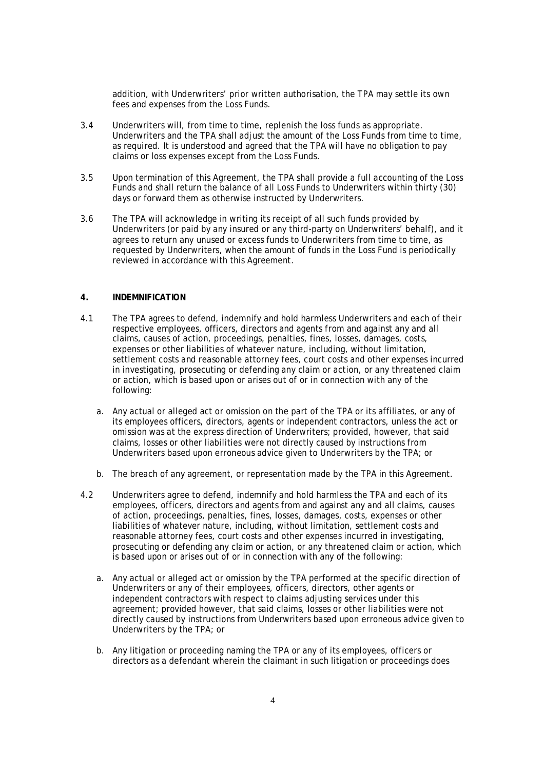addition, with Underwriters' prior written authorisation, the TPA may settle its own fees and expenses from the Loss Funds.

3.4 Underwriters will, from time to time, replenish the loss funds as appropriate. Underwriters and the TPA shall adjust the amount of the Loss Funds from time to time, as required. It is understood and agreed that the TPA will have no obligation to pay claims or loss expenses except from the Loss Funds.

3.5 Upon termination of this Agreement, the TPA shall provide a full accounting of the Loss Funds and shall return the balance of all Loss Funds to Underwriters within thirty (30) days or forward them as otherwise instructed by Underwriters.

3.6 The TPA will acknowledge in writing its receipt of all such funds provided by Underwriters (or paid by any insured or any third-party on Underwriters' behalf), and it agrees to return any unused or excess funds to Underwriters from time to time, as requested by Underwriters, when the amount of funds in the Loss Fund is periodically reviewed in accordance with this Agreement.

## 4. INDEMNIFICATION

4.1 The TPA agrees to defend, indemnify and hold harmless Underwriters and each of their respective employees, officers, directors and agents from and against any and all claims, causes of action, proceedings, penalties, fines, losses, damages, costs, expenses or other liabilities of whatever nature, including, without limitation, settlement costs and reasonable attorney fees, court costs and other expenses incurred in investigating, prosecuting or defending any claim or action, or any threatened claim or action, which is based upon or arises out of or in connection with any of the following:

a. Any actual or alleged act or omission on the part of the TPA or its affiliates, or any of its employees officers, directors, agents or independent contractors, unless the act or omission was at the express direction of Underwriters; provided, however, that said claims, losses or other liabilities were not directly caused by instructions from Underwriters based upon erroneous advice given to Underwriters by the TPA; or

b. The breach of any agreement, or representation made by the TPA in this Agreement.

4.2 Underwriters agree to defend, indemnify and hold harmless the TPA and each of its employees, officers, directors and agents from and against any and all claims, causes of action, proceedings, penalties, fines, losses, damages, costs, expenses or other liabilities of whatever nature, including, without limitation, settlement costs and reasonable attorney fees, court costs and other expenses incurred in investigating, prosecuting or defending any claim or action, or any threatened claim or action, which is based upon or arises out of or in connection with any of the following:

a. Any actual or alleged act or omission by the TPA performed at the specific direction of Underwriters or any of their employees, officers, directors, other agents or independent contractors with respect to claims adjusting services under this agreement; provided however, that said claims, losses or other liabilities were not directly caused by instructions from Underwriters based upon erroneous advice given to Underwriters by the TPA; or

b. Any litigation or proceeding naming the TPA or any of its employees, officers or directors as a defendant wherein the claimant in such litigation or proceedings does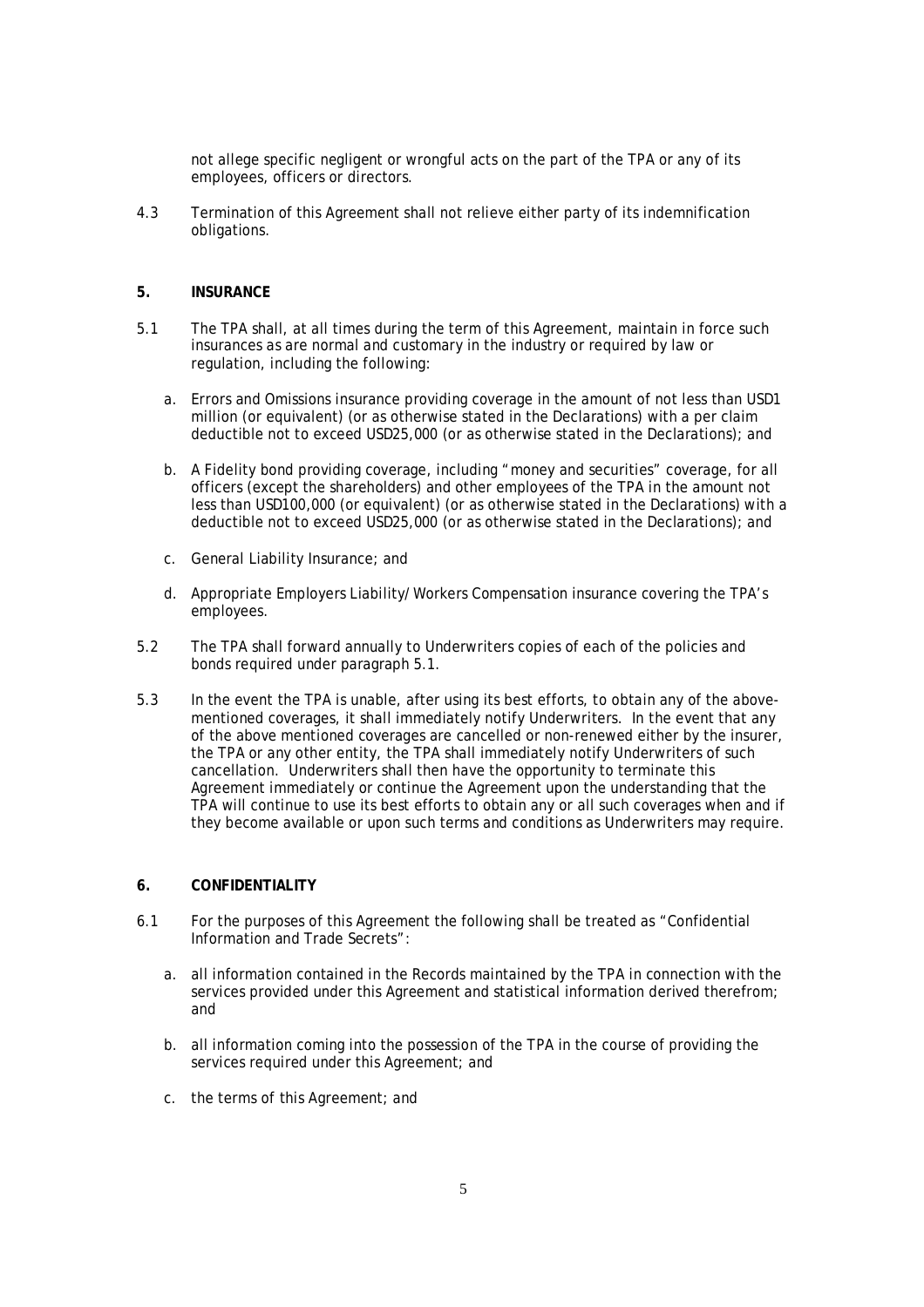not allege specific negligent or wrongful acts on the part of the TPA or any of its employees, officers or directors.

4.3 Termination of this Agreement shall not relieve either party of its indemnification obligations.

## 5. INSURANCE

5.1 The TPA shall, at all times during the term of this Agreement, maintain in force such insurances as are normal and customary in the industry or required by law or regulation, including the following:

a. Errors and Omissions insurance providing coverage in the amount of not less than USD1 million (or equivalent) (or as otherwise stated in the Declarations) with a per claim deductible not to exceed USD25,000 (or as otherwise stated in the Declarations); and

b. A Fidelity bond providing coverage, including "money and securities" coverage, for all officers (except the shareholders) and other employees of the TPA in the amount not less than USD100,000 (or equivalent) (or as otherwise stated in the Declarations) with a deductible not to exceed USD25,000 (or as otherwise stated in the Declarations); and

c. General Liability Insurance; and

d. Appropriate Employers Liability/Workers Compensation insurance covering the TPA's employees.

5.2 The TPA shall forward annually to Underwriters copies of each of the policies and bonds required under paragraph 5.1.

5.3 In the event the TPA is unable, after using its best efforts, to obtain any of the above-mentioned coverages, it shall immediately notify Underwriters. In the event that any of the above mentioned coverages are cancelled or non-renewed either by the insurer, the TPA or any other entity, the TPA shall immediately notify Underwriters of such cancellation. Underwriters shall then have the opportunity to terminate this Agreement immediately or continue the Agreement upon the understanding that the TPA will continue to use its best efforts to obtain any or all such coverages when and if they become available or upon such terms and conditions as Underwriters may require.

## 6. CONFIDENTIALITY

6.1 For the purposes of this Agreement the following shall be treated as "Confidential Information and Trade Secrets":

a. all information contained in the Records maintained by the TPA in connection with the services provided under this Agreement and statistical information derived therefrom; and

b. all information coming into the possession of the TPA in the course of providing the services required under this Agreement; and

c. the terms of this Agreement; and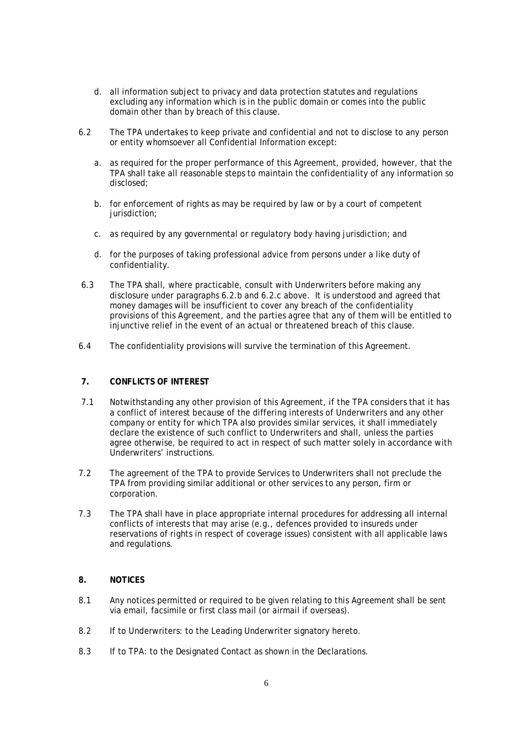d. all information subject to privacy and data protection statutes and regulations excluding any information which is in the public domain or comes into the public domain other than by breach of this clause.

6.2 The TPA undertakes to keep private and confidential and not to disclose to any person or entity whomsoever all Confidential Information except:

a. as required for the proper performance of this Agreement, provided, however, that the TPA shall take all reasonable steps to maintain the confidentiality of any information so disclosed;

b. for enforcement of rights as may be required by law or by a court of competent jurisdiction;

c. as required by any governmental or regulatory body having jurisdiction; and

d. for the purposes of taking professional advice from persons under a like duty of confidentiality.

6.3 The TPA shall, where practicable, consult with Underwriters before making any disclosure under paragraphs 6.2.b and 6.2.c above. It is understood and agreed that money damages will be insufficient to cover any breach of the confidentiality provisions of this Agreement, and the parties agree that any of them will be entitled to injunctive relief in the event of an actual or threatened breach of this clause.

6.4 The confidentiality provisions will survive the termination of this Agreement.

## 7. CONFLICTS OF INTEREST

7.1 Notwithstanding any other provision of this Agreement, if the TPA considers that it has a conflict of interest because of the differing interests of Underwriters and any other company or entity for which TPA also provides similar services, it shall immediately declare the existence of such conflict to Underwriters and shall, unless the parties agree otherwise, be required to act in respect of such matter solely in accordance with Underwriters' instructions.

7.2 The agreement of the TPA to provide Services to Underwriters shall not preclude the TPA from providing similar additional or other services to any person, firm or corporation.

7.3 The TPA shall have in place appropriate internal procedures for addressing all internal conflicts of interests that may arise (e.g., defences provided to insureds under reservations of rights in respect of coverage issues) consistent with all applicable laws and regulations.

## 8. NOTICES

8.1 Any notices permitted or required to be given relating to this Agreement shall be sent via email, facsimile or first class mail (or airmail if overseas).

8.2 If to Underwriters: to the Leading Underwriter signatory hereto.

8.3 If to TPA: to the Designated Contact as shown in the Declarations.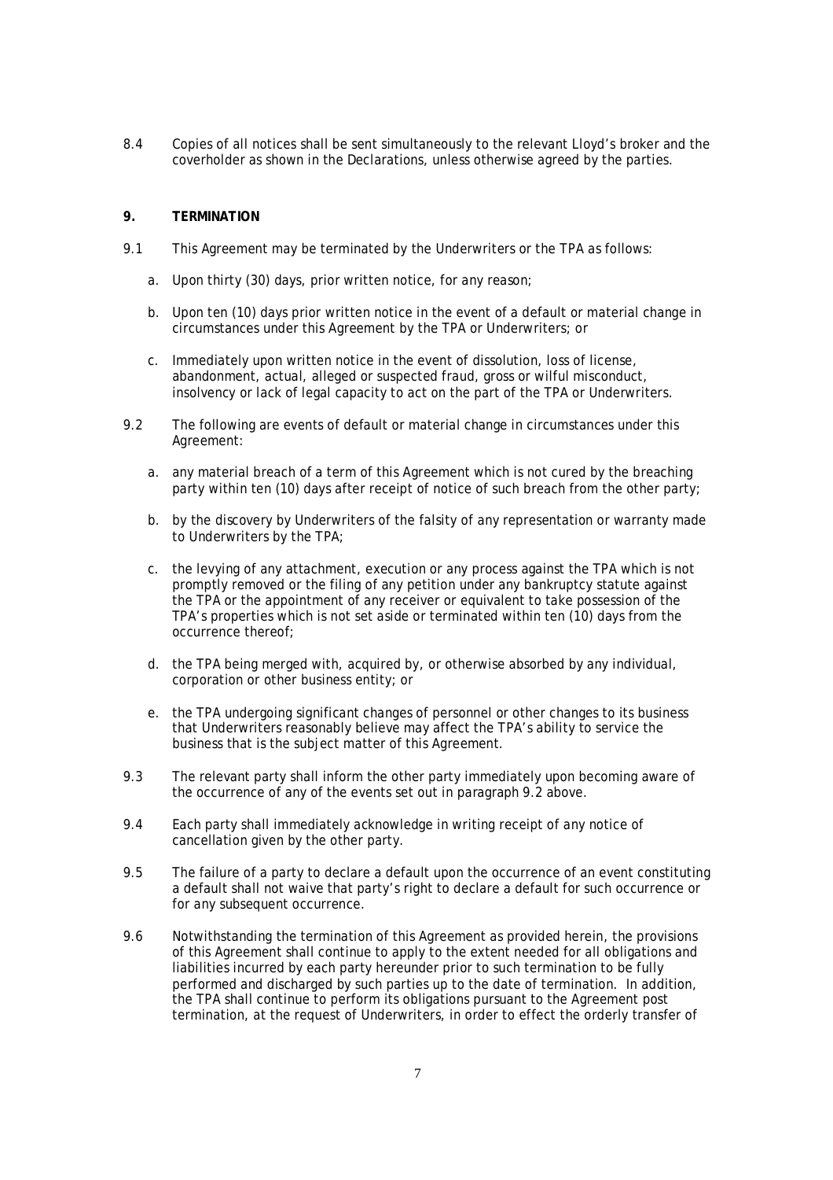8.4 Copies of all notices shall be sent simultaneously to the relevant Lloyd's broker and the coverholder as shown in the Declarations, unless otherwise agreed by the parties.

## 9. TERMINATION

9.1 This Agreement may be terminated by the Underwriters or the TPA as follows:

   a. Upon thirty (30) days, prior written notice, for any reason;

   b. Upon ten (10) days prior written notice in the event of a default or material change in circumstances under this Agreement by the TPA or Underwriters; or

   c. Immediately upon written notice in the event of dissolution, loss of license, abandonment, actual, alleged or suspected fraud, gross or wilful misconduct, insolvency or lack of legal capacity to act on the part of the TPA or Underwriters.

9.2 The following are events of default or material change in circumstances under this Agreement:

   a. any material breach of a term of this Agreement which is not cured by the breaching party within ten (10) days after receipt of notice of such breach from the other party;

   b. by the discovery by Underwriters of the falsity of any representation or warranty made to Underwriters by the TPA;

   c. the levying of any attachment, execution or any process against the TPA which is not promptly removed or the filing of any petition under any bankruptcy statute against the TPA or the appointment of any receiver or equivalent to take possession of the TPA's properties which is not set aside or terminated within ten (10) days from the occurrence thereof;

   d. the TPA being merged with, acquired by, or otherwise absorbed by any individual, corporation or other business entity; or

   e. the TPA undergoing significant changes of personnel or other changes to its business that Underwriters reasonably believe may affect the TPA's ability to service the business that is the subject matter of this Agreement.

9.3 The relevant party shall inform the other party immediately upon becoming aware of the occurrence of any of the events set out in paragraph 9.2 above.

9.4 Each party shall immediately acknowledge in writing receipt of any notice of cancellation given by the other party.

9.5 The failure of a party to declare a default upon the occurrence of an event constituting a default shall not waive that party's right to declare a default for such occurrence or for any subsequent occurrence.

9.6 Notwithstanding the termination of this Agreement as provided herein, the provisions of this Agreement shall continue to apply to the extent needed for all obligations and liabilities incurred by each party hereunder prior to such termination to be fully performed and discharged by such parties up to the date of termination. In addition, the TPA shall continue to perform its obligations pursuant to the Agreement post termination, at the request of Underwriters, in order to effect the orderly transfer of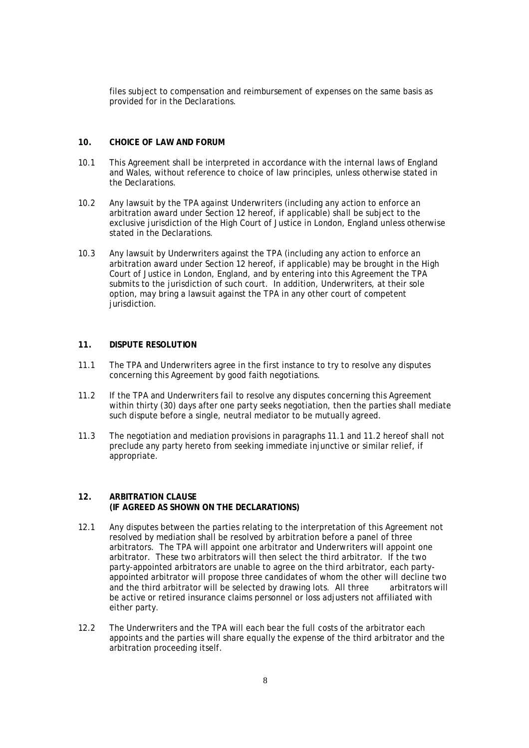files subject to compensation and reimbursement of expenses on the same basis as provided for in the Declarations.

## 10. CHOICE OF LAW AND FORUM

10.1 This Agreement shall be interpreted in accordance with the internal laws of England and Wales, without reference to choice of law principles, unless otherwise stated in the Declarations.

10.2 Any lawsuit by the TPA against Underwriters (including any action to enforce an arbitration award under Section 12 hereof, if applicable) shall be subject to the exclusive jurisdiction of the High Court of Justice in London, England unless otherwise stated in the Declarations.

10.3 Any lawsuit by Underwriters against the TPA (including any action to enforce an arbitration award under Section 12 hereof, if applicable) may be brought in the High Court of Justice in London, England, and by entering into this Agreement the TPA submits to the jurisdiction of such court. In addition, Underwriters, at their sole option, may bring a lawsuit against the TPA in any other court of competent jurisdiction.

## 11. DISPUTE RESOLUTION

11.1 The TPA and Underwriters agree in the first instance to try to resolve any disputes concerning this Agreement by good faith negotiations.

11.2 If the TPA and Underwriters fail to resolve any disputes concerning this Agreement within thirty (30) days after one party seeks negotiation, then the parties shall mediate such dispute before a single, neutral mediator to be mutually agreed.

11.3 The negotiation and mediation provisions in paragraphs 11.1 and 11.2 hereof shall not preclude any party hereto from seeking immediate injunctive or similar relief, if appropriate.

## 12. ARBITRATION CLAUSE (IF AGREED AS SHOWN ON THE DECLARATIONS)

12.1 Any disputes between the parties relating to the interpretation of this Agreement not resolved by mediation shall be resolved by arbitration before a panel of three arbitrators. The TPA will appoint one arbitrator and Underwriters will appoint one arbitrator. These two arbitrators will then select the third arbitrator. If the two party-appointed arbitrators are unable to agree on the third arbitrator, each party-appointed arbitrator will propose three candidates of whom the other will decline two and the third arbitrator will be selected by drawing lots. All three arbitrators will be active or retired insurance claims personnel or loss adjusters not affiliated with either party.

12.2 The Underwriters and the TPA will each bear the full costs of the arbitrator each appoints and the parties will share equally the expense of the third arbitrator and the arbitration proceeding itself.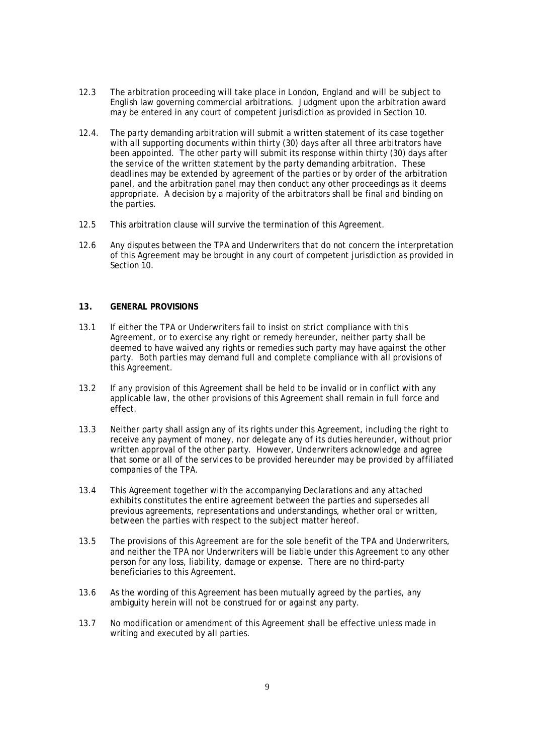12.3 The arbitration proceeding will take place in London, England and will be subject to English law governing commercial arbitrations. Judgment upon the arbitration award may be entered in any court of competent jurisdiction as provided in Section 10.

12.4. The party demanding arbitration will submit a written statement of its case together with all supporting documents within thirty (30) days after all three arbitrators have been appointed. The other party will submit its response within thirty (30) days after the service of the written statement by the party demanding arbitration. These deadlines may be extended by agreement of the parties or by order of the arbitration panel, and the arbitration panel may then conduct any other proceedings as it deems appropriate. A decision by a majority of the arbitrators shall be final and binding on the parties.

12.5 This arbitration clause will survive the termination of this Agreement.

12.6 Any disputes between the TPA and Underwriters that do not concern the interpretation of this Agreement may be brought in any court of competent jurisdiction as provided in Section 10.

## 13. GENERAL PROVISIONS

13.1 If either the TPA or Underwriters fail to insist on strict compliance with this Agreement, or to exercise any right or remedy hereunder, neither party shall be deemed to have waived any rights or remedies such party may have against the other party. Both parties may demand full and complete compliance with all provisions of this Agreement.

13.2 If any provision of this Agreement shall be held to be invalid or in conflict with any applicable law, the other provisions of this Agreement shall remain in full force and effect.

13.3 Neither party shall assign any of its rights under this Agreement, including the right to receive any payment of money, nor delegate any of its duties hereunder, without prior written approval of the other party. However, Underwriters acknowledge and agree that some or all of the services to be provided hereunder may be provided by affiliated companies of the TPA.

13.4 This Agreement together with the accompanying Declarations and any attached exhibits constitutes the entire agreement between the parties and supersedes all previous agreements, representations and understandings, whether oral or written, between the parties with respect to the subject matter hereof.

13.5 The provisions of this Agreement are for the sole benefit of the TPA and Underwriters, and neither the TPA nor Underwriters will be liable under this Agreement to any other person for any loss, liability, damage or expense. There are no third-party beneficiaries to this Agreement.

13.6 As the wording of this Agreement has been mutually agreed by the parties, any ambiguity herein will not be construed for or against any party.

13.7 No modification or amendment of this Agreement shall be effective unless made in writing and executed by all parties.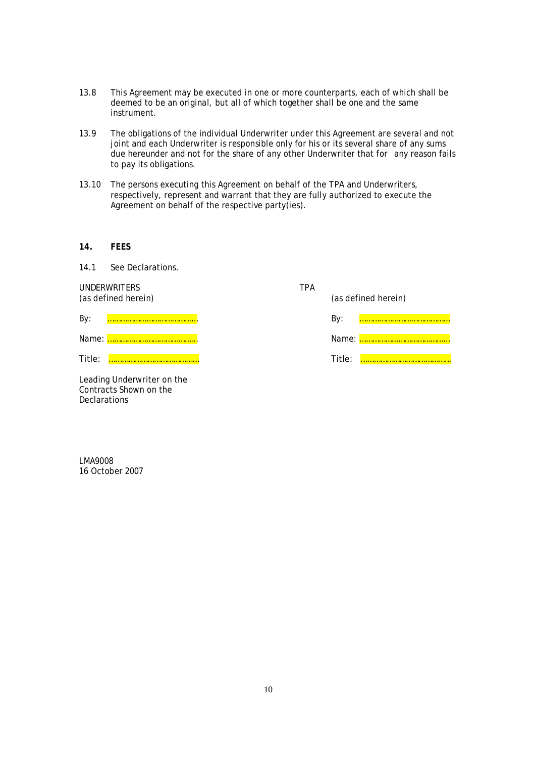13.8 This Agreement may be executed in one or more counterparts, each of which shall be deemed to be an original, but all of which together shall be one and the same instrument.

13.9 The obligations of the individual Underwriter under this Agreement are several and not joint and each Underwriter is responsible only for his or its several share of any sums due hereunder and not for the share of any other Underwriter that for any reason fails to pay its obligations.

13.10 The persons executing this Agreement on behalf of the TPA and Underwriters, respectively, represent and warrant that they are fully authorized to execute the Agreement on behalf of the respective party(ies).

## 14. FEES

14.1 See Declarations.

| | |
|---|---|
| UNDERWRITERS<br>(as defined herein) | TPA<br>(as defined herein) |
| By: …………………………………. | By: …………………………………. |
| Name: …………………………………. | Name: …………………………………. |
| Title: …………………………………. | Title: …………………………………. |
| Leading Underwriter on the Contracts Shown on the Declarations | |

LMA9008
16 October 2007